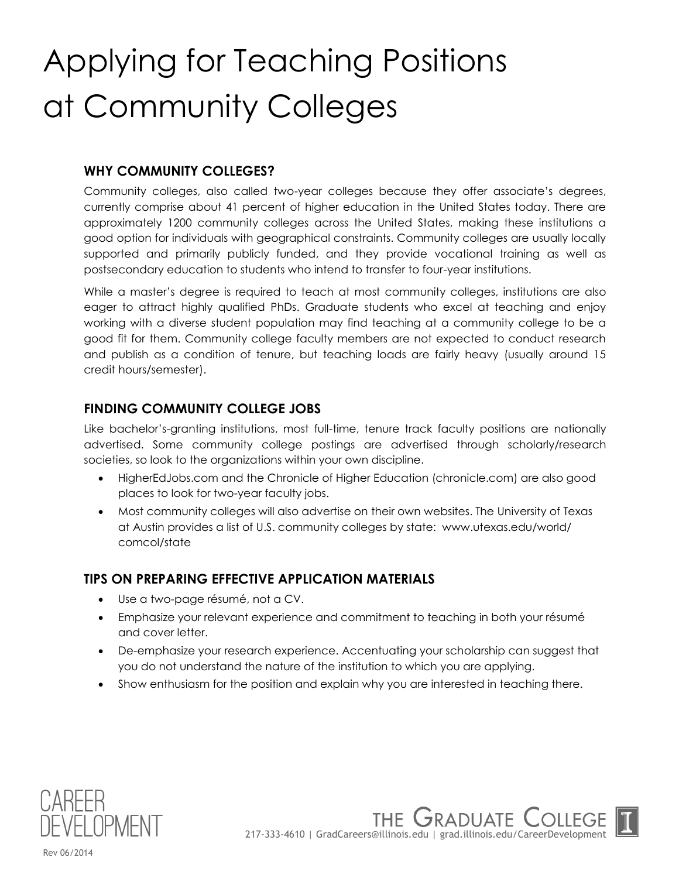# Applying for Teaching Positions at Community Colleges

## WHY COMMUNITY COLLEGES?

Community colleges, also called two-year colleges because they offer associate's degrees, currently comprise about 41 percent of higher education in the United States today. There are approximately 1200 community colleges across the United States, making these institutions a good option for individuals with geographical constraints. Community colleges are usually locally supported and primarily publicly funded, and they provide vocational training as well as postsecondary education to students who intend to transfer to four-year institutions.

While a master's degree is required to teach at most community colleges, institutions are also eager to attract highly qualified PhDs. Graduate students who excel at teaching and enjoy working with a diverse student population may find teaching at a community college to be a good fit for them. Community college faculty members are not expected to conduct research and publish as a condition of tenure, but teaching loads are fairly heavy (usually around 15 credit hours/semester).

## FINDING COMMUNITY COLLEGE JOBS

Like bachelor's-granting institutions, most full-time, tenure track faculty positions are nationally advertised. Some community college postings are advertised through scholarly/research societies, so look to the organizations within your own discipline.

- HigherEdJobs.com and the Chronicle of Higher Education (chronicle.com) are also good places to look for two-year faculty jobs.
- Most community colleges will also advertise on their own websites. The University of Texas at Austin provides a list of U.S. community colleges by state: www.utexas.edu/world/comcol/state

## TIPS ON PREPARING EFFECTIVE APPLICATION MATERIALS

- Use a two-page résumé, not a CV.
- Emphasize your relevant experience and commitment to teaching in both your résumé and cover letter.
- De-emphasize your research experience. Accentuating your scholarship can suggest that you do not understand the nature of the institution to which you are applying.
- Show enthusiasm for the position and explain why you are interested in teaching there.

CAREER DEVELOPMENT

THE GRADUATE COLLEGE
217-333-4610 | GradCareers@illinois.edu | grad.illinois.edu/CareerDevelopment

Rev 06/2014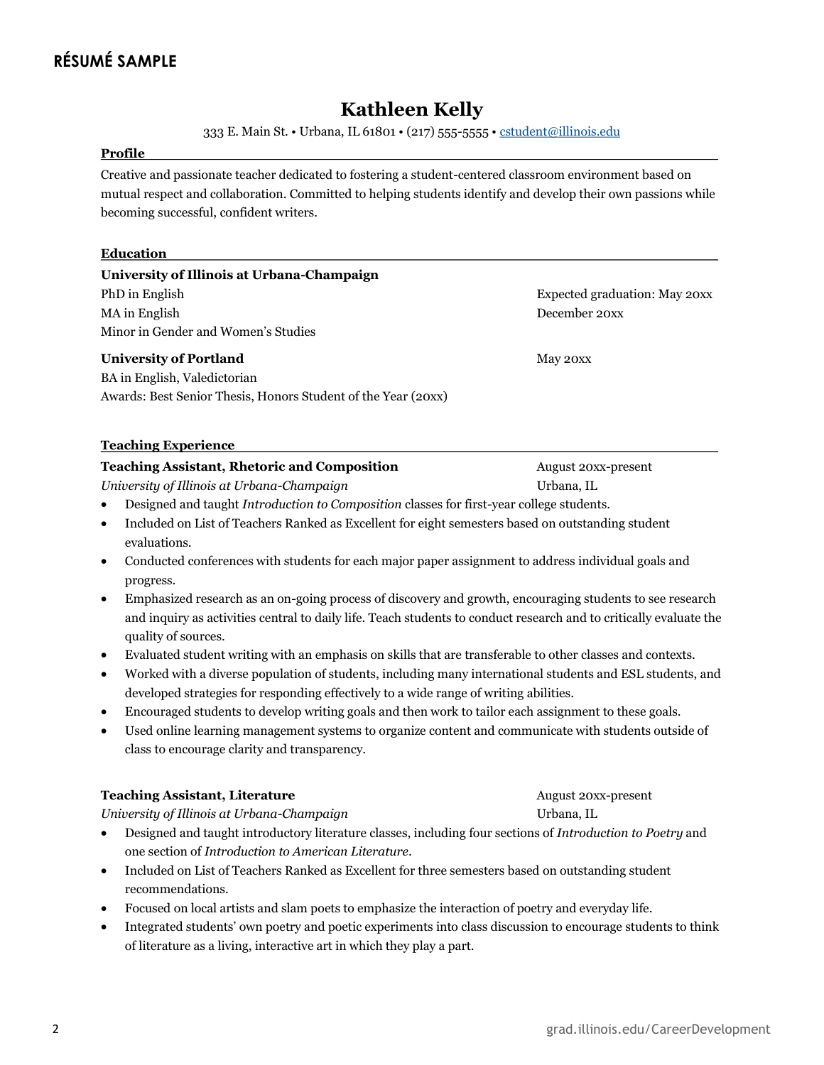## RÉSUMÉ SAMPLE

# Kathleen Kelly

333 E. Main St. • Urbana, IL 61801 • (217) 555-5555 • cstudent@illinois.edu

### Profile

Creative and passionate teacher dedicated to fostering a student-centered classroom environment based on mutual respect and collaboration. Committed to helping students identify and develop their own passions while becoming successful, confident writers.

### Education

**University of Illinois at Urbana-Champaign**
PhD in English — Expected graduation: May 20xx
MA in English — December 20xx
Minor in Gender and Women's Studies

**University of Portland** — May 20xx
BA in English, Valedictorian
Awards: Best Senior Thesis, Honors Student of the Year (20xx)

### Teaching Experience

**Teaching Assistant, Rhetoric and Composition** — August 20xx-present
*University of Illinois at Urbana-Champaign* — Urbana, IL

- Designed and taught *Introduction to Composition* classes for first-year college students.
- Included on List of Teachers Ranked as Excellent for eight semesters based on outstanding student evaluations.
- Conducted conferences with students for each major paper assignment to address individual goals and progress.
- Emphasized research as an on-going process of discovery and growth, encouraging students to see research and inquiry as activities central to daily life. Teach students to conduct research and to critically evaluate the quality of sources.
- Evaluated student writing with an emphasis on skills that are transferable to other classes and contexts.
- Worked with a diverse population of students, including many international students and ESL students, and developed strategies for responding effectively to a wide range of writing abilities.
- Encouraged students to develop writing goals and then work to tailor each assignment to these goals.
- Used online learning management systems to organize content and communicate with students outside of class to encourage clarity and transparency.

**Teaching Assistant, Literature** — August 20xx-present
*University of Illinois at Urbana-Champaign* — Urbana, IL

- Designed and taught introductory literature classes, including four sections of *Introduction to Poetry* and one section of *Introduction to American Literature*.
- Included on List of Teachers Ranked as Excellent for three semesters based on outstanding student recommendations.
- Focused on local artists and slam poets to emphasize the interaction of poetry and everyday life.
- Integrated students' own poetry and poetic experiments into class discussion to encourage students to think of literature as a living, interactive art in which they play a part.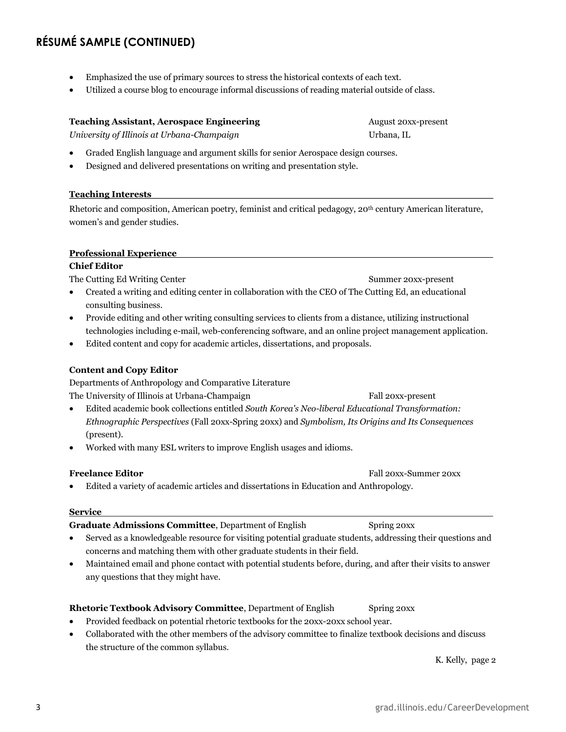## RÉSUMÉ SAMPLE (CONTINUED)

- Emphasized the use of primary sources to stress the historical contexts of each text.
- Utilized a course blog to encourage informal discussions of reading material outside of class.

**Teaching Assistant, Aerospace Engineering** August 20xx-present
*University of Illinois at Urbana-Champaign* Urbana, IL

- Graded English language and argument skills for senior Aerospace design courses.
- Designed and delivered presentations on writing and presentation style.

### Teaching Interests

Rhetoric and composition, American poetry, feminist and critical pedagogy, 20th century American literature, women's and gender studies.

### Professional Experience

**Chief Editor**
The Cutting Ed Writing Center Summer 20xx-present

- Created a writing and editing center in collaboration with the CEO of The Cutting Ed, an educational consulting business.
- Provide editing and other writing consulting services to clients from a distance, utilizing instructional technologies including e-mail, web-conferencing software, and an online project management application.
- Edited content and copy for academic articles, dissertations, and proposals.

**Content and Copy Editor**
Departments of Anthropology and Comparative Literature
The University of Illinois at Urbana-Champaign Fall 20xx-present

- Edited academic book collections entitled *South Korea's Neo-liberal Educational Transformation: Ethnographic Perspectives* (Fall 20xx-Spring 20xx) and *Symbolism, Its Origins and Its Consequences* (present).
- Worked with many ESL writers to improve English usages and idioms.

**Freelance Editor** Fall 20xx-Summer 20xx

- Edited a variety of academic articles and dissertations in Education and Anthropology.

### Service

**Graduate Admissions Committee**, Department of English Spring 20xx

- Served as a knowledgeable resource for visiting potential graduate students, addressing their questions and concerns and matching them with other graduate students in their field.
- Maintained email and phone contact with potential students before, during, and after their visits to answer any questions that they might have.

**Rhetoric Textbook Advisory Committee**, Department of English Spring 20xx

- Provided feedback on potential rhetoric textbooks for the 20xx-20xx school year.
- Collaborated with the other members of the advisory committee to finalize textbook decisions and discuss the structure of the common syllabus.

K. Kelly, page 2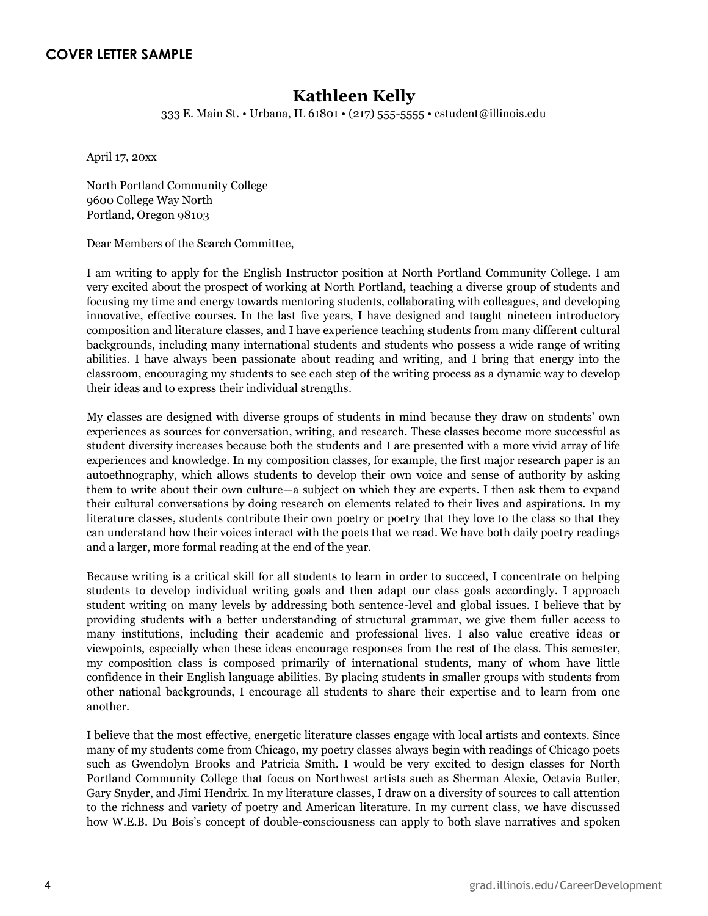## COVER LETTER SAMPLE

# Kathleen Kelly

333 E. Main St. • Urbana, IL 61801 • (217) 555-5555 • cstudent@illinois.edu

April 17, 20xx

North Portland Community College
9600 College Way North
Portland, Oregon 98103

Dear Members of the Search Committee,

I am writing to apply for the English Instructor position at North Portland Community College. I am very excited about the prospect of working at North Portland, teaching a diverse group of students and focusing my time and energy towards mentoring students, collaborating with colleagues, and developing innovative, effective courses. In the last five years, I have designed and taught nineteen introductory composition and literature classes, and I have experience teaching students from many different cultural backgrounds, including many international students and students who possess a wide range of writing abilities. I have always been passionate about reading and writing, and I bring that energy into the classroom, encouraging my students to see each step of the writing process as a dynamic way to develop their ideas and to express their individual strengths.

My classes are designed with diverse groups of students in mind because they draw on students' own experiences as sources for conversation, writing, and research. These classes become more successful as student diversity increases because both the students and I are presented with a more vivid array of life experiences and knowledge. In my composition classes, for example, the first major research paper is an autoethnography, which allows students to develop their own voice and sense of authority by asking them to write about their own culture—a subject on which they are experts. I then ask them to expand their cultural conversations by doing research on elements related to their lives and aspirations. In my literature classes, students contribute their own poetry or poetry that they love to the class so that they can understand how their voices interact with the poets that we read. We have both daily poetry readings and a larger, more formal reading at the end of the year.

Because writing is a critical skill for all students to learn in order to succeed, I concentrate on helping students to develop individual writing goals and then adapt our class goals accordingly. I approach student writing on many levels by addressing both sentence-level and global issues. I believe that by providing students with a better understanding of structural grammar, we give them fuller access to many institutions, including their academic and professional lives. I also value creative ideas or viewpoints, especially when these ideas encourage responses from the rest of the class. This semester, my composition class is composed primarily of international students, many of whom have little confidence in their English language abilities. By placing students in smaller groups with students from other national backgrounds, I encourage all students to share their expertise and to learn from one another.

I believe that the most effective, energetic literature classes engage with local artists and contexts. Since many of my students come from Chicago, my poetry classes always begin with readings of Chicago poets such as Gwendolyn Brooks and Patricia Smith. I would be very excited to design classes for North Portland Community College that focus on Northwest artists such as Sherman Alexie, Octavia Butler, Gary Snyder, and Jimi Hendrix. In my literature classes, I draw on a diversity of sources to call attention to the richness and variety of poetry and American literature. In my current class, we have discussed how W.E.B. Du Bois's concept of double-consciousness can apply to both slave narratives and spoken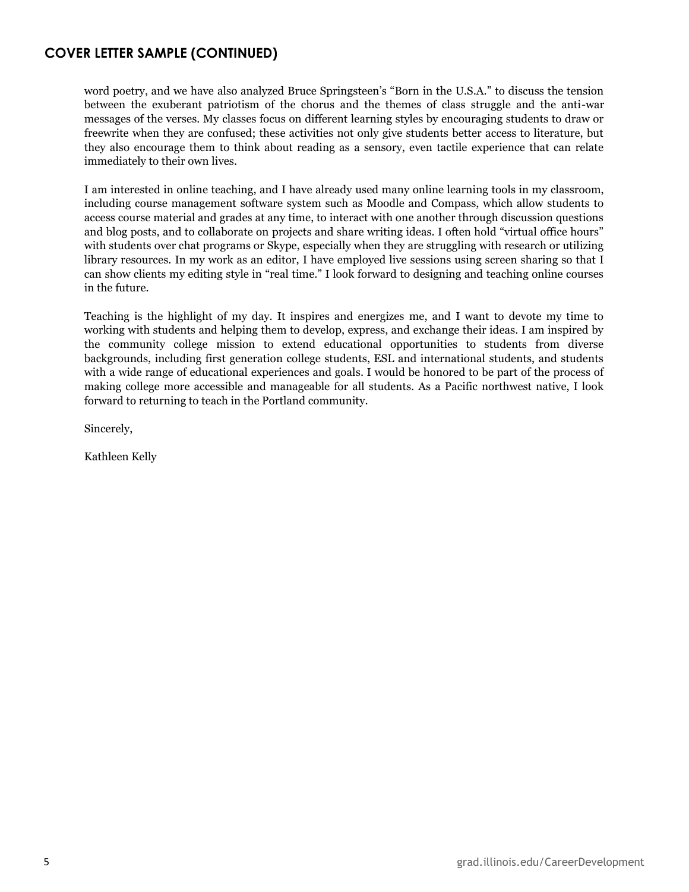## COVER LETTER SAMPLE (CONTINUED)

word poetry, and we have also analyzed Bruce Springsteen's "Born in the U.S.A." to discuss the tension between the exuberant patriotism of the chorus and the themes of class struggle and the anti-war messages of the verses. My classes focus on different learning styles by encouraging students to draw or freewrite when they are confused; these activities not only give students better access to literature, but they also encourage them to think about reading as a sensory, even tactile experience that can relate immediately to their own lives.

I am interested in online teaching, and I have already used many online learning tools in my classroom, including course management software system such as Moodle and Compass, which allow students to access course material and grades at any time, to interact with one another through discussion questions and blog posts, and to collaborate on projects and share writing ideas. I often hold "virtual office hours" with students over chat programs or Skype, especially when they are struggling with research or utilizing library resources. In my work as an editor, I have employed live sessions using screen sharing so that I can show clients my editing style in "real time." I look forward to designing and teaching online courses in the future.

Teaching is the highlight of my day. It inspires and energizes me, and I want to devote my time to working with students and helping them to develop, express, and exchange their ideas. I am inspired by the community college mission to extend educational opportunities to students from diverse backgrounds, including first generation college students, ESL and international students, and students with a wide range of educational experiences and goals. I would be honored to be part of the process of making college more accessible and manageable for all students. As a Pacific northwest native, I look forward to returning to teach in the Portland community.

Sincerely,

Kathleen Kelly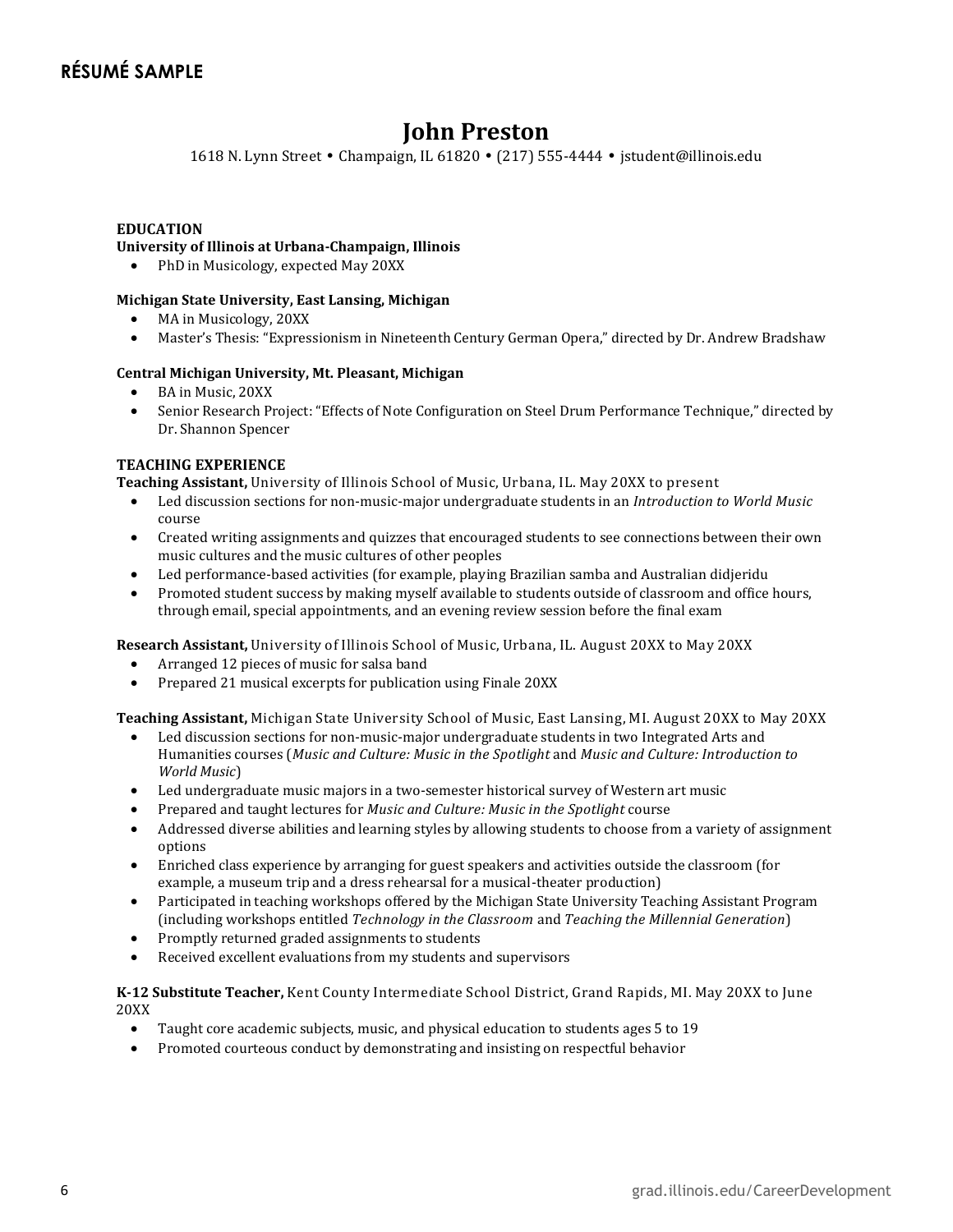## RÉSUMÉ SAMPLE

# John Preston

1618 N. Lynn Street • Champaign, IL 61820 • (217) 555-4444 • jstudent@illinois.edu

**EDUCATION**

**University of Illinois at Urbana-Champaign, Illinois**

- PhD in Musicology, expected May 20XX

**Michigan State University, East Lansing, Michigan**

- MA in Musicology, 20XX
- Master's Thesis: "Expressionism in Nineteenth Century German Opera," directed by Dr. Andrew Bradshaw

**Central Michigan University, Mt. Pleasant, Michigan**

- BA in Music, 20XX
- Senior Research Project: "Effects of Note Configuration on Steel Drum Performance Technique," directed by Dr. Shannon Spencer

**TEACHING EXPERIENCE**

**Teaching Assistant,** University of Illinois School of Music, Urbana, IL. May 20XX to present

- Led discussion sections for non-music-major undergraduate students in an *Introduction to World Music* course
- Created writing assignments and quizzes that encouraged students to see connections between their own music cultures and the music cultures of other peoples
- Led performance-based activities (for example, playing Brazilian samba and Australian didjeridu
- Promoted student success by making myself available to students outside of classroom and office hours, through email, special appointments, and an evening review session before the final exam

**Research Assistant,** University of Illinois School of Music, Urbana, IL. August 20XX to May 20XX

- Arranged 12 pieces of music for salsa band
- Prepared 21 musical excerpts for publication using Finale 20XX

**Teaching Assistant,** Michigan State University School of Music, East Lansing, MI. August 20XX to May 20XX

- Led discussion sections for non-music-major undergraduate students in two Integrated Arts and Humanities courses (*Music and Culture: Music in the Spotlight* and *Music and Culture: Introduction to World Music*)
- Led undergraduate music majors in a two-semester historical survey of Western art music
- Prepared and taught lectures for *Music and Culture: Music in the Spotlight* course
- Addressed diverse abilities and learning styles by allowing students to choose from a variety of assignment options
- Enriched class experience by arranging for guest speakers and activities outside the classroom (for example, a museum trip and a dress rehearsal for a musical-theater production)
- Participated in teaching workshops offered by the Michigan State University Teaching Assistant Program (including workshops entitled *Technology in the Classroom* and *Teaching the Millennial Generation*)
- Promptly returned graded assignments to students
- Received excellent evaluations from my students and supervisors

**K-12 Substitute Teacher,** Kent County Intermediate School District, Grand Rapids, MI. May 20XX to June 20XX

- Taught core academic subjects, music, and physical education to students ages 5 to 19
- Promoted courteous conduct by demonstrating and insisting on respectful behavior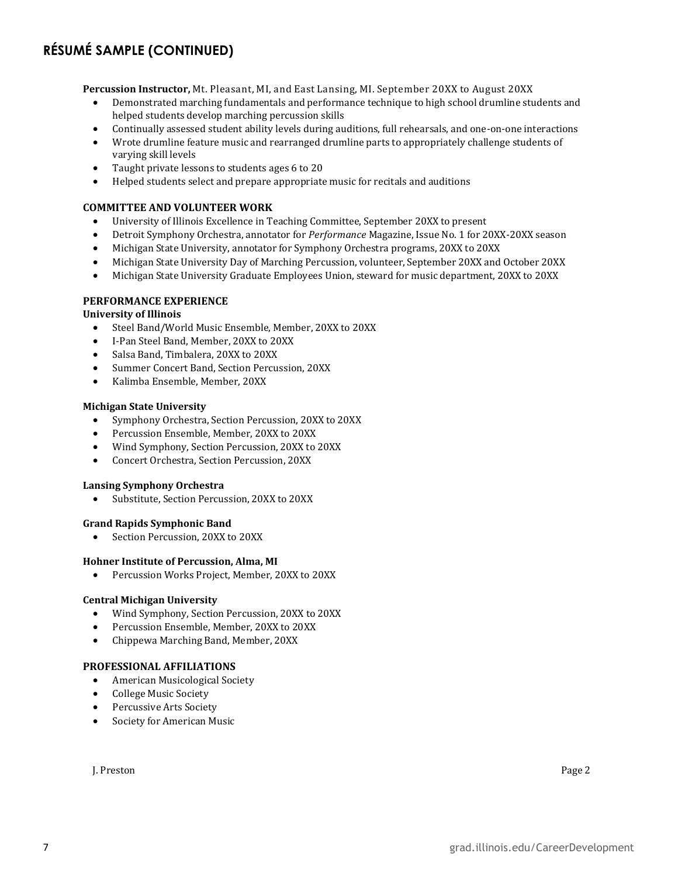## RÉSUMÉ SAMPLE (CONTINUED)

**Percussion Instructor,** Mt. Pleasant, MI, and East Lansing, MI. September 20XX to August 20XX

- Demonstrated marching fundamentals and performance technique to high school drumline students and helped students develop marching percussion skills
- Continually assessed student ability levels during auditions, full rehearsals, and one-on-one interactions
- Wrote drumline feature music and rearranged drumline parts to appropriately challenge students of varying skill levels
- Taught private lessons to students ages 6 to 20
- Helped students select and prepare appropriate music for recitals and auditions

**COMMITTEE AND VOLUNTEER WORK**

- University of Illinois Excellence in Teaching Committee, September 20XX to present
- Detroit Symphony Orchestra, annotator for *Performance* Magazine, Issue No. 1 for 20XX-20XX season
- Michigan State University, annotator for Symphony Orchestra programs, 20XX to 20XX
- Michigan State University Day of Marching Percussion, volunteer, September 20XX and October 20XX
- Michigan State University Graduate Employees Union, steward for music department, 20XX to 20XX

**PERFORMANCE EXPERIENCE**

**University of Illinois**

- Steel Band/World Music Ensemble, Member, 20XX to 20XX
- I-Pan Steel Band, Member, 20XX to 20XX
- Salsa Band, Timbalera, 20XX to 20XX
- Summer Concert Band, Section Percussion, 20XX
- Kalimba Ensemble, Member, 20XX

**Michigan State University**

- Symphony Orchestra, Section Percussion, 20XX to 20XX
- Percussion Ensemble, Member, 20XX to 20XX
- Wind Symphony, Section Percussion, 20XX to 20XX
- Concert Orchestra, Section Percussion, 20XX

**Lansing Symphony Orchestra**

- Substitute, Section Percussion, 20XX to 20XX

**Grand Rapids Symphonic Band**

- Section Percussion, 20XX to 20XX

**Hohner Institute of Percussion, Alma, MI**

- Percussion Works Project, Member, 20XX to 20XX

**Central Michigan University**

- Wind Symphony, Section Percussion, 20XX to 20XX
- Percussion Ensemble, Member, 20XX to 20XX
- Chippewa Marching Band, Member, 20XX

**PROFESSIONAL AFFILIATIONS**

- American Musicological Society
- College Music Society
- Percussive Arts Society
- Society for American Music

J. Preston Page 2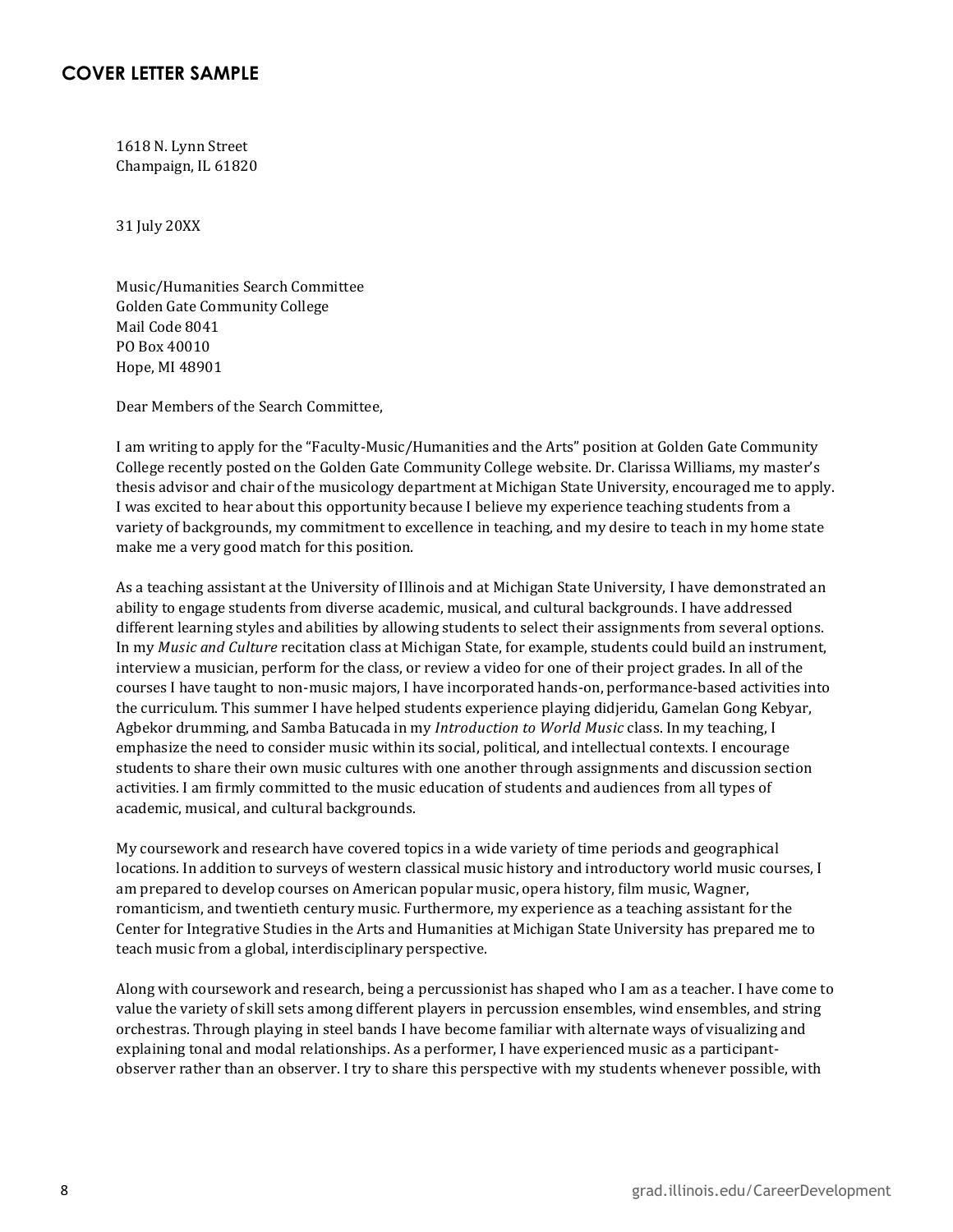## COVER LETTER SAMPLE

1618 N. Lynn Street
Champaign, IL 61820

31 July 20XX

Music/Humanities Search Committee
Golden Gate Community College
Mail Code 8041
PO Box 40010
Hope, MI 48901

Dear Members of the Search Committee,

I am writing to apply for the "Faculty-Music/Humanities and the Arts" position at Golden Gate Community College recently posted on the Golden Gate Community College website. Dr. Clarissa Williams, my master's thesis advisor and chair of the musicology department at Michigan State University, encouraged me to apply. I was excited to hear about this opportunity because I believe my experience teaching students from a variety of backgrounds, my commitment to excellence in teaching, and my desire to teach in my home state make me a very good match for this position.

As a teaching assistant at the University of Illinois and at Michigan State University, I have demonstrated an ability to engage students from diverse academic, musical, and cultural backgrounds. I have addressed different learning styles and abilities by allowing students to select their assignments from several options. In my *Music and Culture* recitation class at Michigan State, for example, students could build an instrument, interview a musician, perform for the class, or review a video for one of their project grades. In all of the courses I have taught to non-music majors, I have incorporated hands-on, performance-based activities into the curriculum. This summer I have helped students experience playing didjeridu, Gamelan Gong Kebyar, Agbekor drumming, and Samba Batucada in my *Introduction to World Music* class. In my teaching, I emphasize the need to consider music within its social, political, and intellectual contexts. I encourage students to share their own music cultures with one another through assignments and discussion section activities. I am firmly committed to the music education of students and audiences from all types of academic, musical, and cultural backgrounds.

My coursework and research have covered topics in a wide variety of time periods and geographical locations. In addition to surveys of western classical music history and introductory world music courses, I am prepared to develop courses on American popular music, opera history, film music, Wagner, romanticism, and twentieth century music. Furthermore, my experience as a teaching assistant for the Center for Integrative Studies in the Arts and Humanities at Michigan State University has prepared me to teach music from a global, interdisciplinary perspective.

Along with coursework and research, being a percussionist has shaped who I am as a teacher. I have come to value the variety of skill sets among different players in percussion ensembles, wind ensembles, and string orchestras. Through playing in steel bands I have become familiar with alternate ways of visualizing and explaining tonal and modal relationships. As a performer, I have experienced music as a participant-observer rather than an observer. I try to share this perspective with my students whenever possible, with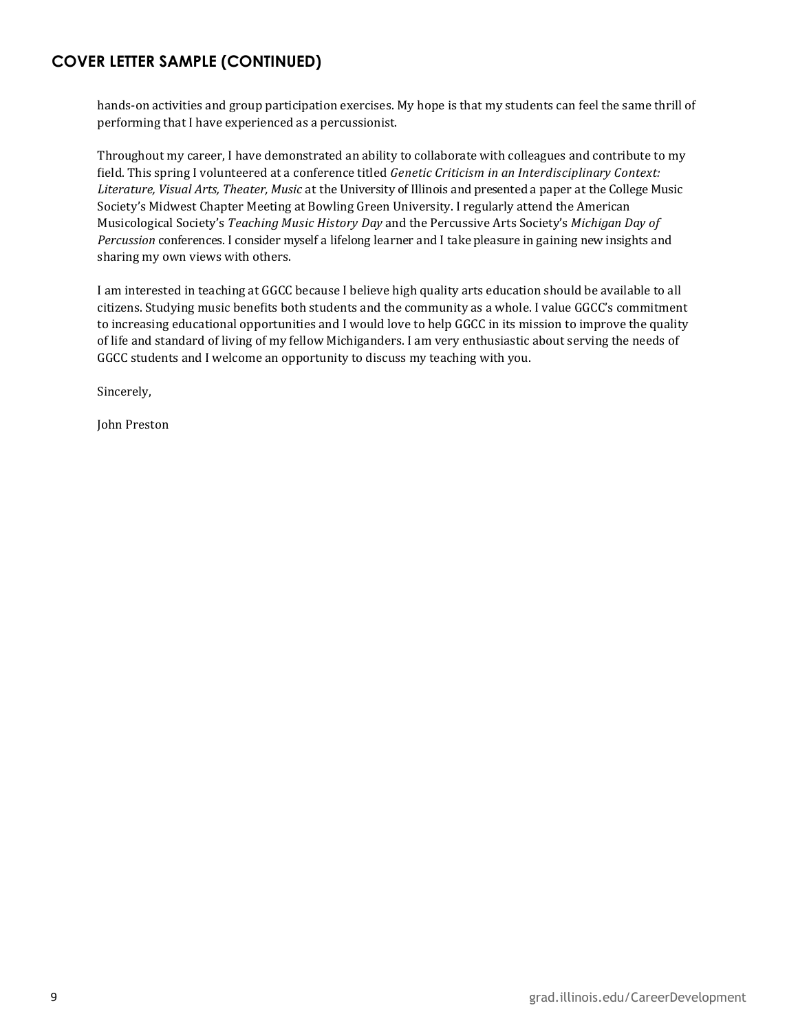## COVER LETTER SAMPLE (CONTINUED)

hands-on activities and group participation exercises. My hope is that my students can feel the same thrill of performing that I have experienced as a percussionist.

Throughout my career, I have demonstrated an ability to collaborate with colleagues and contribute to my field. This spring I volunteered at a conference titled *Genetic Criticism in an Interdisciplinary Context: Literature, Visual Arts, Theater, Music* at the University of Illinois and presented a paper at the College Music Society's Midwest Chapter Meeting at Bowling Green University. I regularly attend the American Musicological Society's *Teaching Music History Day* and the Percussive Arts Society's *Michigan Day of Percussion* conferences. I consider myself a lifelong learner and I take pleasure in gaining new insights and sharing my own views with others.

I am interested in teaching at GGCC because I believe high quality arts education should be available to all citizens. Studying music benefits both students and the community as a whole. I value GGCC's commitment to increasing educational opportunities and I would love to help GGCC in its mission to improve the quality of life and standard of living of my fellow Michiganders. I am very enthusiastic about serving the needs of GGCC students and I welcome an opportunity to discuss my teaching with you.

Sincerely,

John Preston